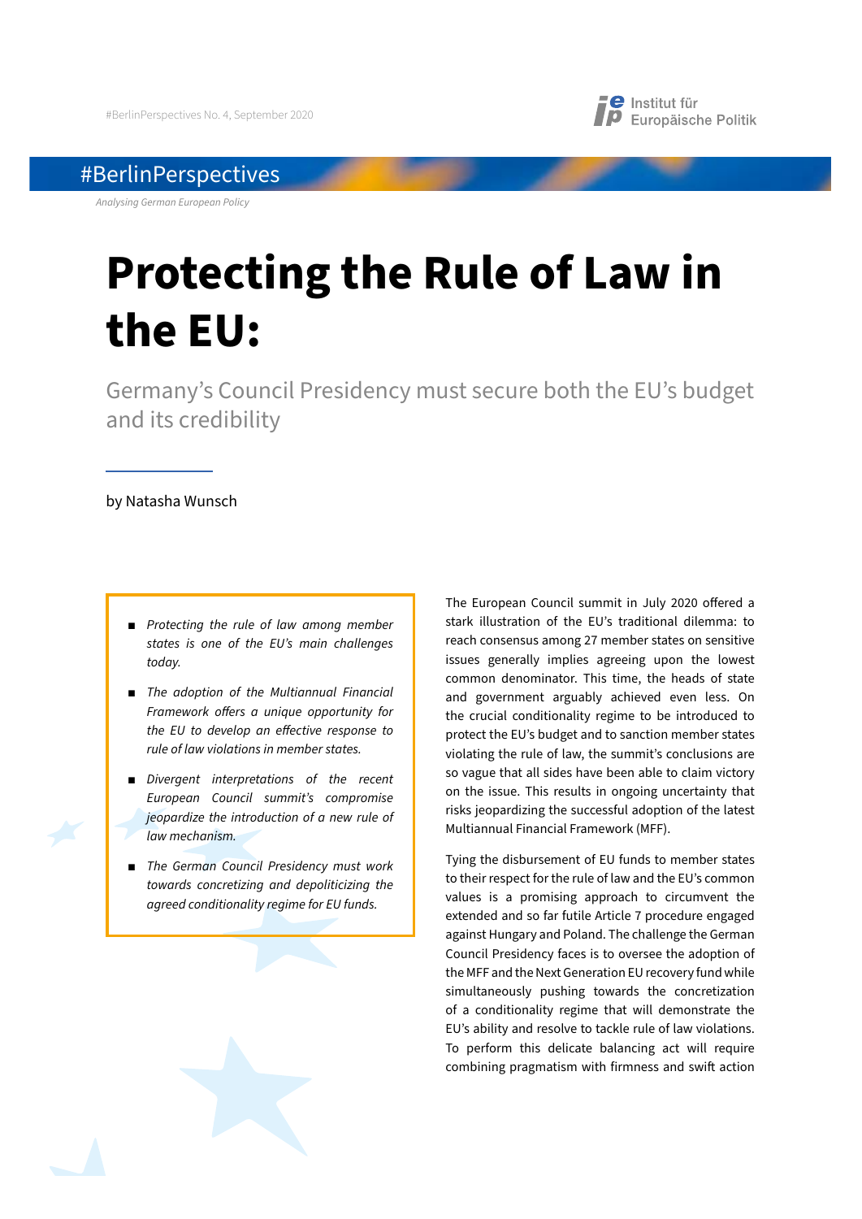#BerlinPerspectives No. 4, September 2020

Institut für Europäische Politik

#BerlinPerspectives

*Analysing German European Policy*

# Protecting the Rule of Law in the EU:

## Germany's Council Presidency must secure both the EU's budget and its credibility

by Natasha Wunsch

- *Protecting the rule of law among member states is one of the EU's main challenges today.*
- *The adoption of the Multiannual Financial Framework offers a unique opportunity for the EU to develop an effective response to rule of law violations in member states.*
- *Divergent interpretations of the recent European Council summit's compromise jeopardize the introduction of a new rule of law mechanism.*
- *The German Council Presidency must work towards concretizing and depoliticizing the agreed conditionality regime for EU funds.*

The European Council summit in July 2020 offered a stark illustration of the EU's traditional dilemma: to reach consensus among 27 member states on sensitive issues generally implies agreeing upon the lowest common denominator. This time, the heads of state and government arguably achieved even less. On the crucial conditionality regime to be introduced to protect the EU's budget and to sanction member states violating the rule of law, the summit's conclusions are so vague that all sides have been able to claim victory on the issue. This results in ongoing uncertainty that risks jeopardizing the successful adoption of the latest Multiannual Financial Framework (MFF).

Tying the disbursement of EU funds to member states to their respect for the rule of law and the EU's common values is a promising approach to circumvent the extended and so far futile Article 7 procedure engaged against Hungary and Poland. The challenge the German Council Presidency faces is to oversee the adoption of the MFF and the Next Generation EU recovery fund while simultaneously pushing towards the concretization of a conditionality regime that will demonstrate the EU's ability and resolve to tackle rule of law violations. To perform this delicate balancing act will require combining pragmatism with firmness and swift action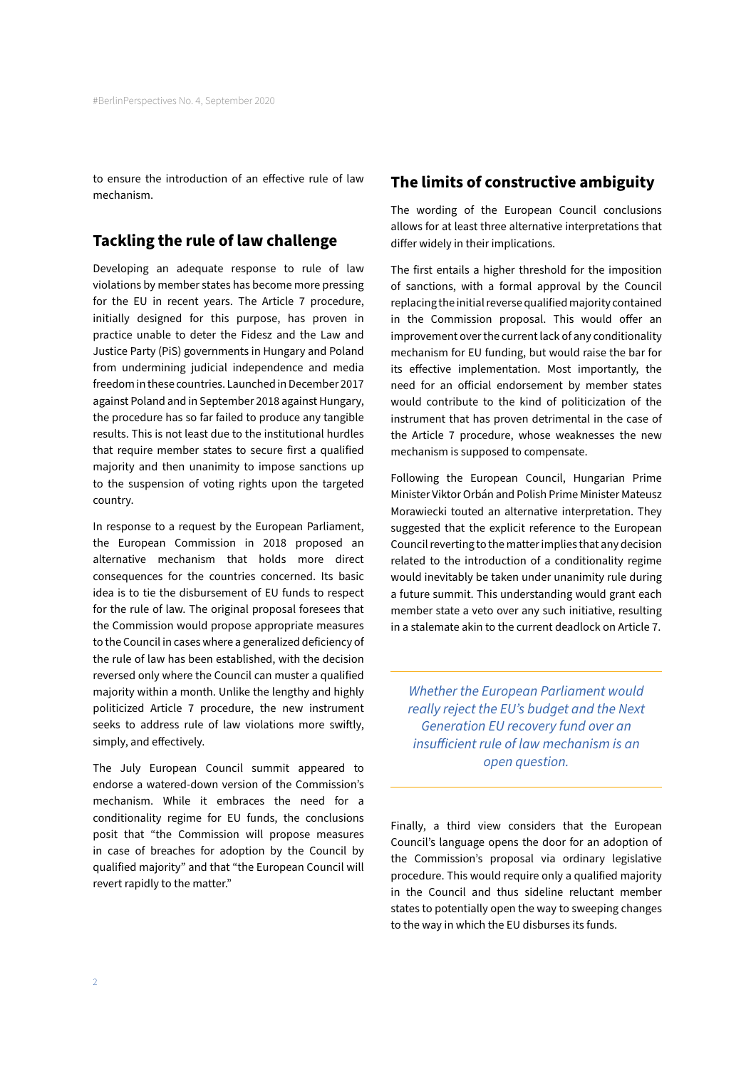to ensure the introduction of an effective rule of law mechanism.

## Tackling the rule of law challenge

Developing an adequate response to rule of law violations by member states has become more pressing for the EU in recent years. The Article 7 procedure, initially designed for this purpose, has proven in practice unable to deter the Fidesz and the Law and Justice Party (PiS) governments in Hungary and Poland from undermining judicial independence and media freedom in these countries. Launched in December 2017 against Poland and in September 2018 against Hungary, the procedure has so far failed to produce any tangible results. This is not least due to the institutional hurdles that require member states to secure first a qualified majority and then unanimity to impose sanctions up to the suspension of voting rights upon the targeted country.

In response to a request by the European Parliament, the European Commission in 2018 proposed an alternative mechanism that holds more direct consequences for the countries concerned. Its basic idea is to tie the disbursement of EU funds to respect for the rule of law. The original proposal foresees that the Commission would propose appropriate measures to the Council in cases where a generalized deficiency of the rule of law has been established, with the decision reversed only where the Council can muster a qualified majority within a month. Unlike the lengthy and highly politicized Article 7 procedure, the new instrument seeks to address rule of law violations more swiftly, simply, and effectively.

The July European Council summit appeared to endorse a watered-down version of the Commission's mechanism. While it embraces the need for a conditionality regime for EU funds, the conclusions posit that "the Commission will propose measures in case of breaches for adoption by the Council by qualified majority" and that "the European Council will revert rapidly to the matter."

## The limits of constructive ambiguity

The wording of the European Council conclusions allows for at least three alternative interpretations that differ widely in their implications.

The first entails a higher threshold for the imposition of sanctions, with a formal approval by the Council replacing the initial reverse qualified majority contained in the Commission proposal. This would offer an improvement over the current lack of any conditionality mechanism for EU funding, but would raise the bar for its effective implementation. Most importantly, the need for an official endorsement by member states would contribute to the kind of politicization of the instrument that has proven detrimental in the case of the Article 7 procedure, whose weaknesses the new mechanism is supposed to compensate.

Following the European Council, Hungarian Prime Minister Viktor Orbán and Polish Prime Minister Mateusz Morawiecki touted an alternative interpretation. They suggested that the explicit reference to the European Council reverting to the matter implies that any decision related to the introduction of a conditionality regime would inevitably be taken under unanimity rule during a future summit. This understanding would grant each member state a veto over any such initiative, resulting in a stalemate akin to the current deadlock on Article 7.

*Whether the European Parliament would really reject the EU's budget and the Next Generation EU recovery fund over an insufficient rule of law mechanism is an open question.*

Finally, a third view considers that the European Council's language opens the door for an adoption of the Commission's proposal via ordinary legislative procedure. This would require only a qualified majority in the Council and thus sideline reluctant member states to potentially open the way to sweeping changes to the way in which the EU disburses its funds.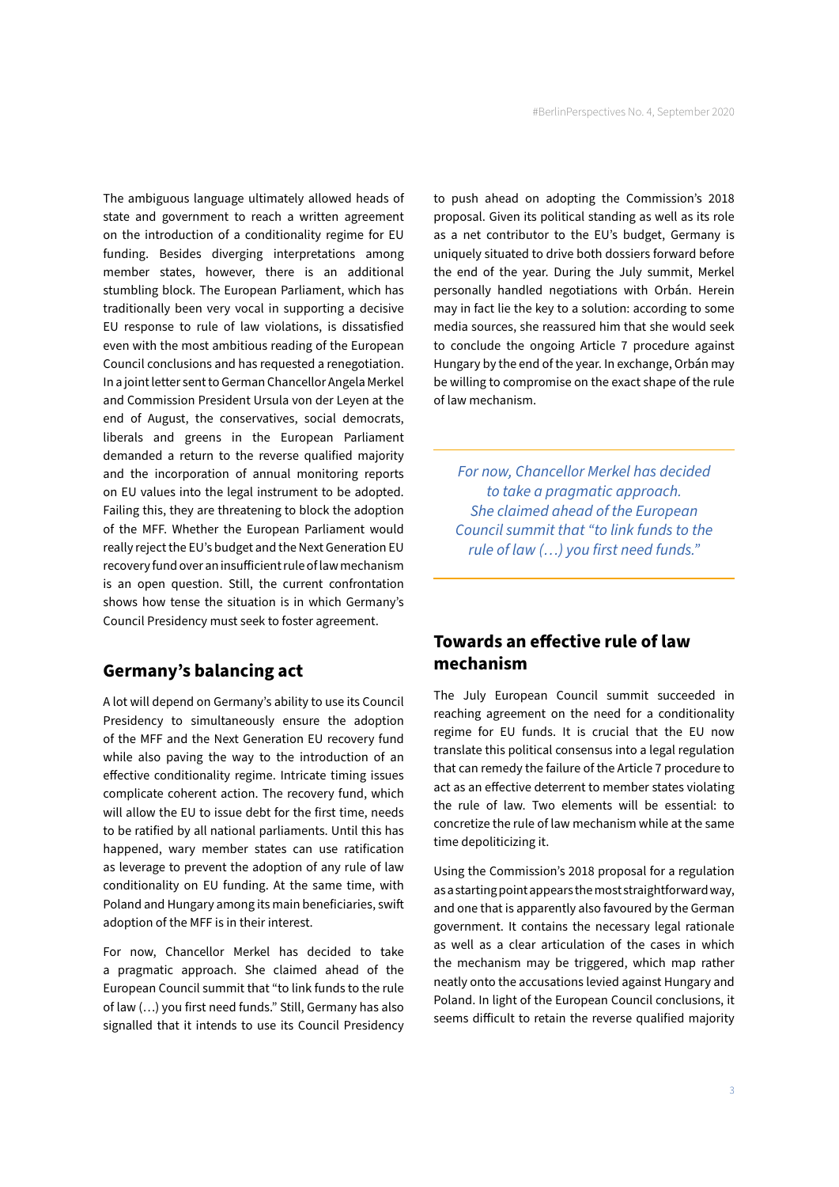The ambiguous language ultimately allowed heads of state and government to reach a written agreement on the introduction of a conditionality regime for EU funding. Besides diverging interpretations among member states, however, there is an additional stumbling block. The European Parliament, which has traditionally been very vocal in supporting a decisive EU response to rule of law violations, is dissatisfied even with the most ambitious reading of the European Council conclusions and has requested a renegotiation. In a joint letter sent to German Chancellor Angela Merkel and Commission President Ursula von der Leyen at the end of August, the conservatives, social democrats, liberals and greens in the European Parliament demanded a return to the reverse qualified majority and the incorporation of annual monitoring reports on EU values into the legal instrument to be adopted. Failing this, they are threatening to block the adoption of the MFF. Whether the European Parliament would really reject the EU's budget and the Next Generation EU recovery fund over an insufficient rule of law mechanism is an open question. Still, the current confrontation shows how tense the situation is in which Germany's Council Presidency must seek to foster agreement.

## Germany's balancing act

A lot will depend on Germany's ability to use its Council Presidency to simultaneously ensure the adoption of the MFF and the Next Generation EU recovery fund while also paving the way to the introduction of an effective conditionality regime. Intricate timing issues complicate coherent action. The recovery fund, which will allow the EU to issue debt for the first time, needs to be ratified by all national parliaments. Until this has happened, wary member states can use ratification as leverage to prevent the adoption of any rule of law conditionality on EU funding. At the same time, with Poland and Hungary among its main beneficiaries, swift adoption of the MFF is in their interest.

For now, Chancellor Merkel has decided to take a pragmatic approach. She claimed ahead of the European Council summit that "to link funds to the rule of law (…) you first need funds." Still, Germany has also signalled that it intends to use its Council Presidency to push ahead on adopting the Commission's 2018 proposal. Given its political standing as well as its role as a net contributor to the EU's budget, Germany is uniquely situated to drive both dossiers forward before the end of the year. During the July summit, Merkel personally handled negotiations with Orbán. Herein may in fact lie the key to a solution: according to some media sources, she reassured him that she would seek to conclude the ongoing Article 7 procedure against Hungary by the end of the year. In exchange, Orbán may be willing to compromise on the exact shape of the rule of law mechanism.

*For now, Chancellor Merkel has decided to take a pragmatic approach. She claimed ahead of the European Council summit that "to link funds to the rule of law (…) you first need funds."*

## Towards an effective rule of law mechanism

The July European Council summit succeeded in reaching agreement on the need for a conditionality regime for EU funds. It is crucial that the EU now translate this political consensus into a legal regulation that can remedy the failure of the Article 7 procedure to act as an effective deterrent to member states violating the rule of law. Two elements will be essential: to concretize the rule of law mechanism while at the same time depoliticizing it.

Using the Commission's 2018 proposal for a regulation as a starting point appears the most straightforward way, and one that is apparently also favoured by the German government. It contains the necessary legal rationale as well as a clear articulation of the cases in which the mechanism may be triggered, which map rather neatly onto the accusations levied against Hungary and Poland. In light of the European Council conclusions, it seems difficult to retain the reverse qualified majority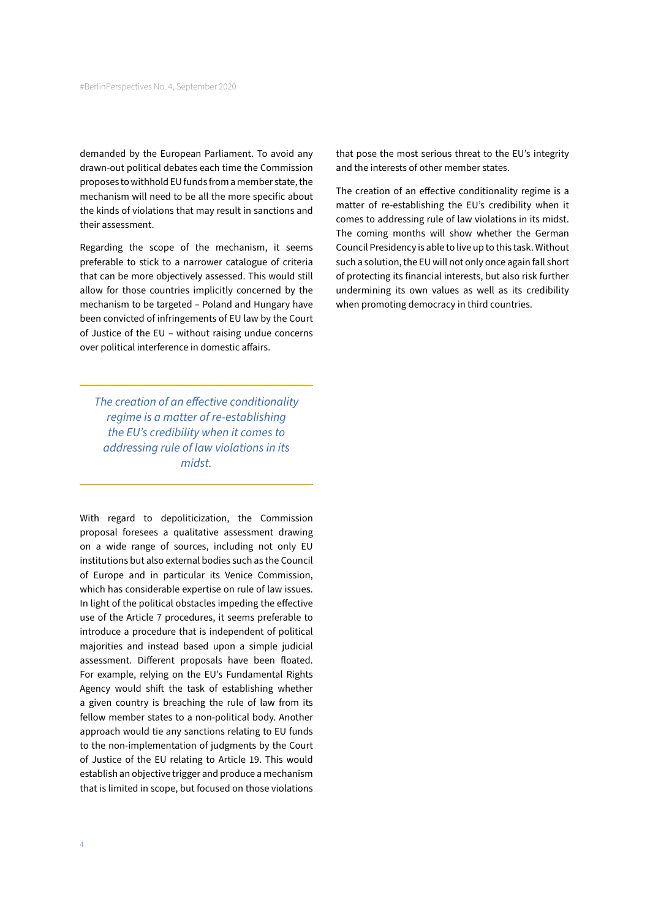demanded by the European Parliament. To avoid any drawn-out political debates each time the Commission proposes to withhold EU funds from a member state, the mechanism will need to be all the more specific about the kinds of violations that may result in sanctions and their assessment.

Regarding the scope of the mechanism, it seems preferable to stick to a narrower catalogue of criteria that can be more objectively assessed. This would still allow for those countries implicitly concerned by the mechanism to be targeted – Poland and Hungary have been convicted of infringements of EU law by the Court of Justice of the EU – without raising undue concerns over political interference in domestic affairs.

> *The creation of an effective conditionality regime is a matter of re-establishing the EU's credibility when it comes to addressing rule of law violations in its midst.*

With regard to depoliticization, the Commission proposal foresees a qualitative assessment drawing on a wide range of sources, including not only EU institutions but also external bodies such as the Council of Europe and in particular its Venice Commission, which has considerable expertise on rule of law issues. In light of the political obstacles impeding the effective use of the Article 7 procedures, it seems preferable to introduce a procedure that is independent of political majorities and instead based upon a simple judicial assessment. Different proposals have been floated. For example, relying on the EU's Fundamental Rights Agency would shift the task of establishing whether a given country is breaching the rule of law from its fellow member states to a non-political body. Another approach would tie any sanctions relating to EU funds to the non-implementation of judgments by the Court of Justice of the EU relating to Article 19. This would establish an objective trigger and produce a mechanism that is limited in scope, but focused on those violations that pose the most serious threat to the EU's integrity and the interests of other member states.

The creation of an effective conditionality regime is a matter of re-establishing the EU's credibility when it comes to addressing rule of law violations in its midst. The coming months will show whether the German Council Presidency is able to live up to this task. Without such a solution, the EU will not only once again fall short of protecting its financial interests, but also risk further undermining its own values as well as its credibility when promoting democracy in third countries.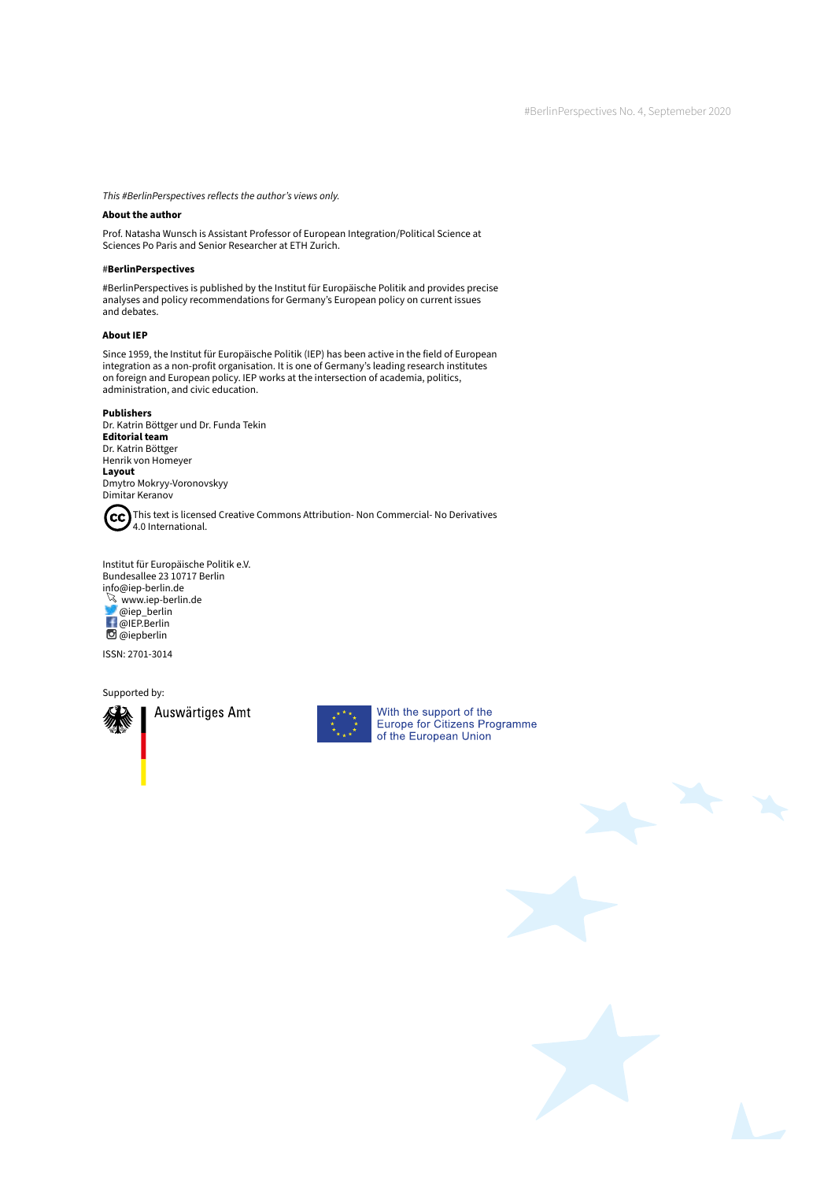*This #BerlinPerspectives reflects the author's views only.*

**About the author**

Prof. Natasha Wunsch is Assistant Professor of European Integration/Political Science at Sciences Po Paris and Senior Researcher at ETH Zurich.

#**BerlinPerspectives**

#BerlinPerspectives is published by the Institut für Europäische Politik and provides precise analyses and policy recommendations for Germany's European policy on current issues and debates.

**About IEP**

Since 1959, the Institut für Europäische Politik (IEP) has been active in the field of European integration as a non-profit organisation. It is one of Germany's leading research institutes on foreign and European policy. IEP works at the intersection of academia, politics, administration, and civic education.

**Publishers**
Dr. Katrin Böttger und Dr. Funda Tekin
**Editorial team**
Dr. Katrin Böttger
Henrik von Homeyer
**Layout**
Dmytro Mokryy-Voronovskyy
Dimitar Keranov

This text is licensed Creative Commons Attribution- Non Commercial- No Derivatives 4.0 International.

Institut für Europäische Politik e.V.
Bundesallee 23 10717 Berlin
info@iep-berlin.de
www.iep-berlin.de
@iep_berlin
@IEP.Berlin
@iepberlin

ISSN: 2701-3014

Supported by:

Auswärtiges Amt

With the support of the Europe for Citizens Programme of the European Union